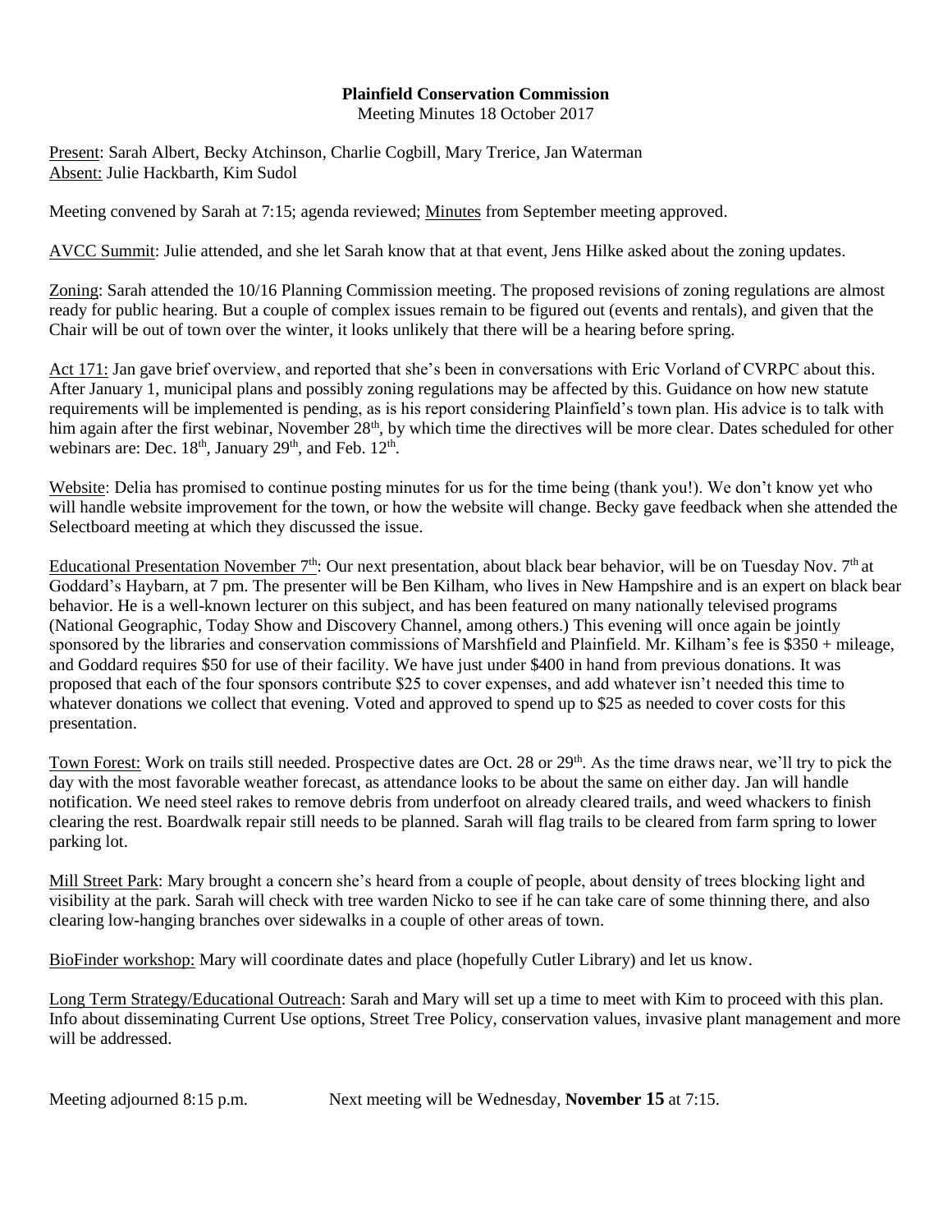**Plainfield Conservation Commission**

Meeting Minutes 18 October 2017

Present: Sarah Albert, Becky Atchinson, Charlie Cogbill, Mary Trerice, Jan Waterman
Absent: Julie Hackbarth, Kim Sudol

Meeting convened by Sarah at 7:15; agenda reviewed; Minutes from September meeting approved.

AVCC Summit: Julie attended, and she let Sarah know that at that event, Jens Hilke asked about the zoning updates.

Zoning: Sarah attended the 10/16 Planning Commission meeting. The proposed revisions of zoning regulations are almost ready for public hearing. But a couple of complex issues remain to be figured out (events and rentals), and given that the Chair will be out of town over the winter, it looks unlikely that there will be a hearing before spring.

Act 171: Jan gave brief overview, and reported that she's been in conversations with Eric Vorland of CVRPC about this. After January 1, municipal plans and possibly zoning regulations may be affected by this. Guidance on how new statute requirements will be implemented is pending, as is his report considering Plainfield's town plan. His advice is to talk with him again after the first webinar, November 28th, by which time the directives will be more clear. Dates scheduled for other webinars are: Dec. 18th, January 29th, and Feb. 12th.

Website: Delia has promised to continue posting minutes for us for the time being (thank you!). We don't know yet who will handle website improvement for the town, or how the website will change. Becky gave feedback when she attended the Selectboard meeting at which they discussed the issue.

Educational Presentation November 7th: Our next presentation, about black bear behavior, will be on Tuesday Nov. 7th at Goddard's Haybarn, at 7 pm. The presenter will be Ben Kilham, who lives in New Hampshire and is an expert on black bear behavior. He is a well-known lecturer on this subject, and has been featured on many nationally televised programs (National Geographic, Today Show and Discovery Channel, among others.) This evening will once again be jointly sponsored by the libraries and conservation commissions of Marshfield and Plainfield. Mr. Kilham's fee is $350 + mileage, and Goddard requires $50 for use of their facility. We have just under $400 in hand from previous donations. It was proposed that each of the four sponsors contribute $25 to cover expenses, and add whatever isn't needed this time to whatever donations we collect that evening. Voted and approved to spend up to $25 as needed to cover costs for this presentation.

Town Forest: Work on trails still needed. Prospective dates are Oct. 28 or 29th. As the time draws near, we'll try to pick the day with the most favorable weather forecast, as attendance looks to be about the same on either day. Jan will handle notification. We need steel rakes to remove debris from underfoot on already cleared trails, and weed whackers to finish clearing the rest. Boardwalk repair still needs to be planned. Sarah will flag trails to be cleared from farm spring to lower parking lot.

Mill Street Park: Mary brought a concern she's heard from a couple of people, about density of trees blocking light and visibility at the park. Sarah will check with tree warden Nicko to see if he can take care of some thinning there, and also clearing low-hanging branches over sidewalks in a couple of other areas of town.

BioFinder workshop: Mary will coordinate dates and place (hopefully Cutler Library) and let us know.

Long Term Strategy/Educational Outreach: Sarah and Mary will set up a time to meet with Kim to proceed with this plan. Info about disseminating Current Use options, Street Tree Policy, conservation values, invasive plant management and more will be addressed.

Meeting adjourned 8:15 p.m. Next meeting will be Wednesday, **November 15** at 7:15.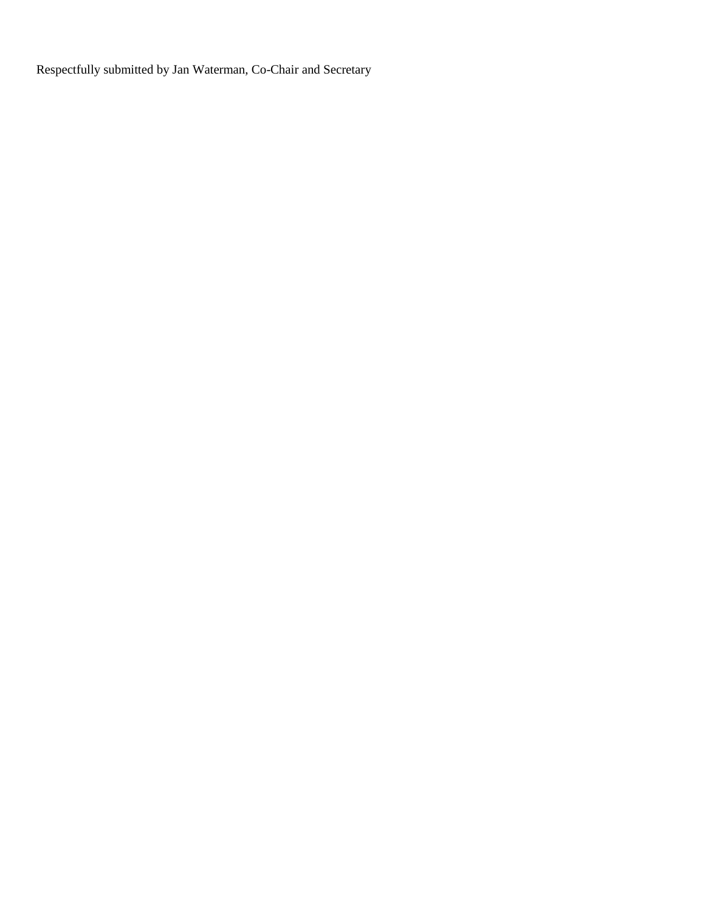Respectfully submitted by Jan Waterman, Co-Chair and Secretary